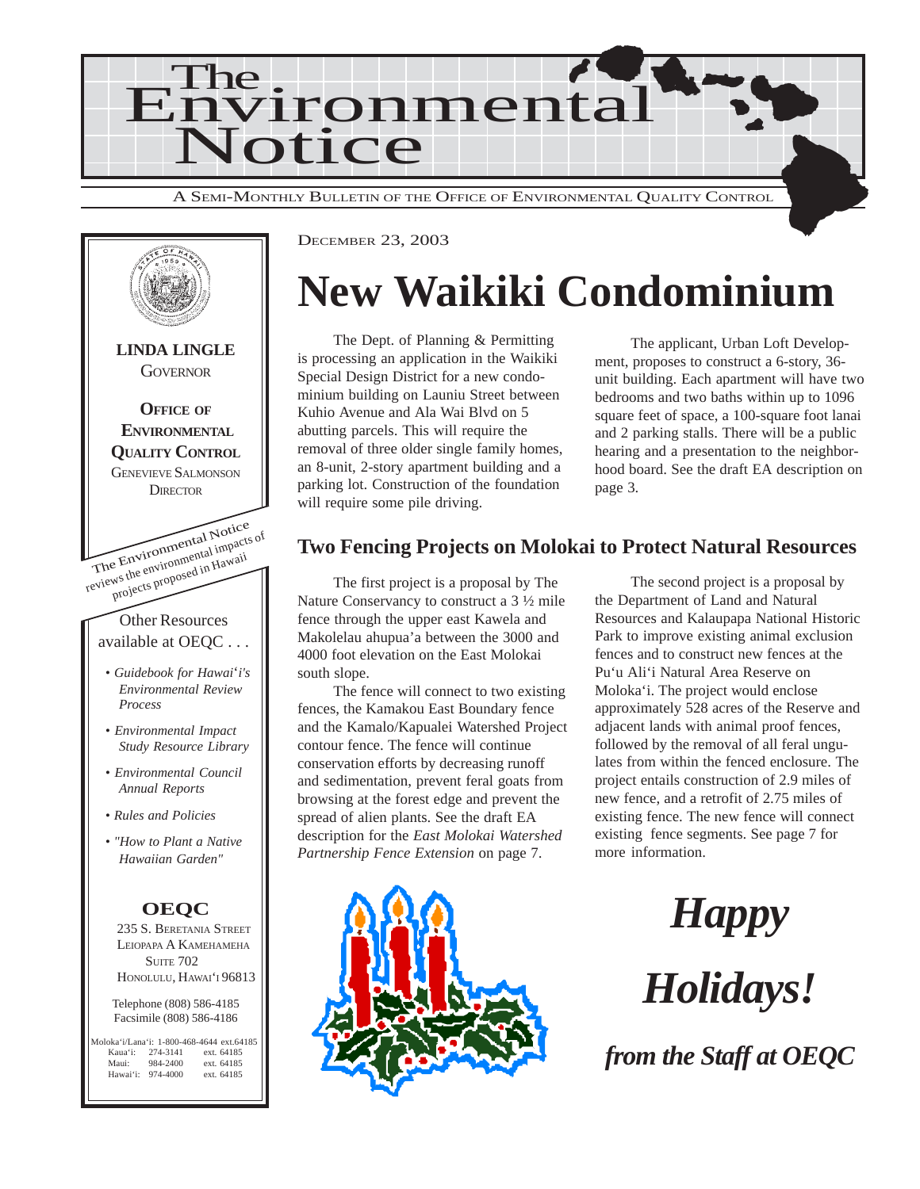# The Environmental Notice

A SEMI-MONTHLY BULLETIN OF THE OFFICE OF ENVIRONMENTAL QUALITY CONTROL

**LINDA LINGLE**
GOVERNOR

**OFFICE OF ENVIRONMENTAL QUALITY CONTROL**
GENEVIEVE SALMONSON
DIRECTOR

The Environmental Notice reviews the environmental impacts of projects proposed in Hawaii

Other Resources available at OEQC . . .

- *Guidebook for Hawai'i's Environmental Review Process*
- *Environmental Impact Study Resource Library*
- *Environmental Council Annual Reports*
- *Rules and Policies*
- *"How to Plant a Native Hawaiian Garden"*

**OEQC**
235 S. BERETANIA STREET
LEIOPAPA A KAMEHAMEHA
SUITE 702
HONOLULU, HAWAI'I 96813

Telephone (808) 586-4185
Facsimile (808) 586-4186

| | | |
|---|---|---|
| Moloka'i/Lana'i: | 1-800-468-4644 | ext.64185 |
| Kaua'i: | 274-3141 | ext. 64185 |
| Maui: | 984-2400 | ext. 64185 |
| Hawai'i: | 974-4000 | ext. 64185 |

DECEMBER 23, 2003

# New Waikiki Condominium

The Dept. of Planning & Permitting is processing an application in the Waikiki Special Design District for a new condominium building on Launiu Street between Kuhio Avenue and Ala Wai Blvd on 5 abutting parcels. This will require the removal of three older single family homes, an 8-unit, 2-story apartment building and a parking lot. Construction of the foundation will require some pile driving.

The applicant, Urban Loft Development, proposes to construct a 6-story, 36-unit building. Each apartment will have two bedrooms and two baths within up to 1096 square feet of space, a 100-square foot lanai and 2 parking stalls. There will be a public hearing and a presentation to the neighborhood board. See the draft EA description on page 3.

## Two Fencing Projects on Molokai to Protect Natural Resources

The first project is a proposal by The Nature Conservancy to construct a 3 ½ mile fence through the upper east Kawela and Makolelau ahupua'a between the 3000 and 4000 foot elevation on the East Molokai south slope.

The fence will connect to two existing fences, the Kamakou East Boundary fence and the Kamalo/Kapualei Watershed Project contour fence. The fence will continue conservation efforts by decreasing runoff and sedimentation, prevent feral goats from browsing at the forest edge and prevent the spread of alien plants. See the draft EA description for the *East Molokai Watershed Partnership Fence Extension* on page 7.

The second project is a proposal by the Department of Land and Natural Resources and Kalaupapa National Historic Park to improve existing animal exclusion fences and to construct new fences at the Pu'u Ali'i Natural Area Reserve on Moloka'i. The project would enclose approximately 528 acres of the Reserve and adjacent lands with animal proof fences, followed by the removal of all feral ungulates from within the fenced enclosure. The project entails construction of 2.9 miles of new fence, and a retrofit of 2.75 miles of existing fence. The new fence will connect existing fence segments. See page 7 for more information.

***Happy Holidays!***

***from the Staff at OEQC***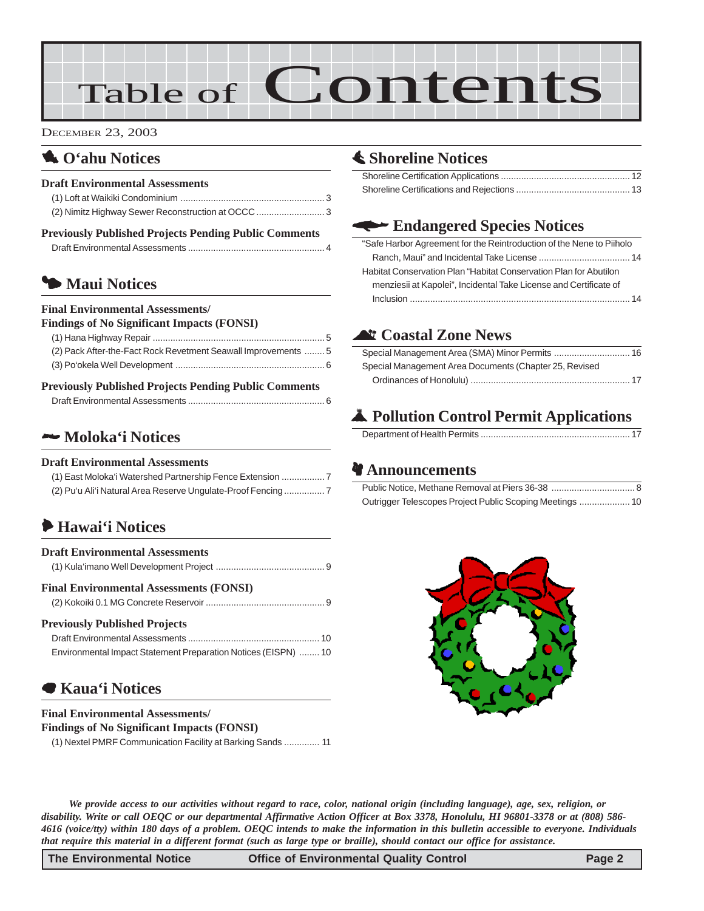# Table of Contents

DECEMBER 23, 2003

## O'ahu Notices

### Draft Environmental Assessments

(1) Loft at Waikiki Condominium ........................................................ 3
(2) Nimitz Highway Sewer Reconstruction at OCCC ........................... 3

### Previously Published Projects Pending Public Comments

Draft Environmental Assessments ...................................................... 4

## Maui Notices

### Final Environmental Assessments/ Findings of No Significant Impacts (FONSI)

(1) Hana Highway Repair ................................................................... 5
(2) Pack After-the-Fact Rock Revetment Seawall Improvements ........ 5
(3) Po'okela Well Development .......................................................... 6

### Previously Published Projects Pending Public Comments

Draft Environmental Assessments ...................................................... 6

## Moloka'i Notices

### Draft Environmental Assessments

(1) East Moloka'i Watershed Partnership Fence Extension ................. 7
(2) Pu'u Ali'i Natural Area Reserve Ungulate-Proof Fencing ................ 7

## Hawai'i Notices

### Draft Environmental Assessments

(1) Kula'imano Well Development Project ........................................... 9

### Final Environmental Assessments (FONSI)

(2) Kokoiki 0.1 MG Concrete Reservoir ............................................... 9

### Previously Published Projects

Draft Environmental Assessments .................................................... 10
Environmental Impact Statement Preparation Notices (EISPN) ........ 10

## Kaua'i Notices

### Final Environmental Assessments/ Findings of No Significant Impacts (FONSI)

(1) Nextel PMRF Communication Facility at Barking Sands .............. 11

## Shoreline Notices

Shoreline Certification Applications ................................................... 12
Shoreline Certifications and Rejections ............................................. 13

## Endangered Species Notices

"Safe Harbor Agreement for the Reintroduction of the Nene to Piiholo Ranch, Maui" and Incidental Take License .................................... 14
Habitat Conservation Plan "Habitat Conservation Plan for Abutilon menziesii at Kapolei", Incidental Take License and Certificate of Inclusion ........................................................................................ 14

## Coastal Zone News

Special Management Area (SMA) Minor Permits .............................. 16
Special Management Area Documents (Chapter 25, Revised Ordinances of Honolulu) ............................................................... 17

## Pollution Control Permit Applications

Department of Health Permits ........................................................... 17

## Announcements

Public Notice, Methane Removal at Piers 36-38 ................................. 8
Outrigger Telescopes Project Public Scoping Meetings .................... 10

*We provide access to our activities without regard to race, color, national origin (including language), age, sex, religion, or disability. Write or call OEQC or our departmental Affirmative Action Officer at Box 3378, Honolulu, HI 96801-3378 or at (808) 586-4616 (voice/tty) within 180 days of a problem. OEQC intends to make the information in this bulletin accessible to everyone. Individuals that require this material in a different format (such as large type or braille), should contact our office for assistance.*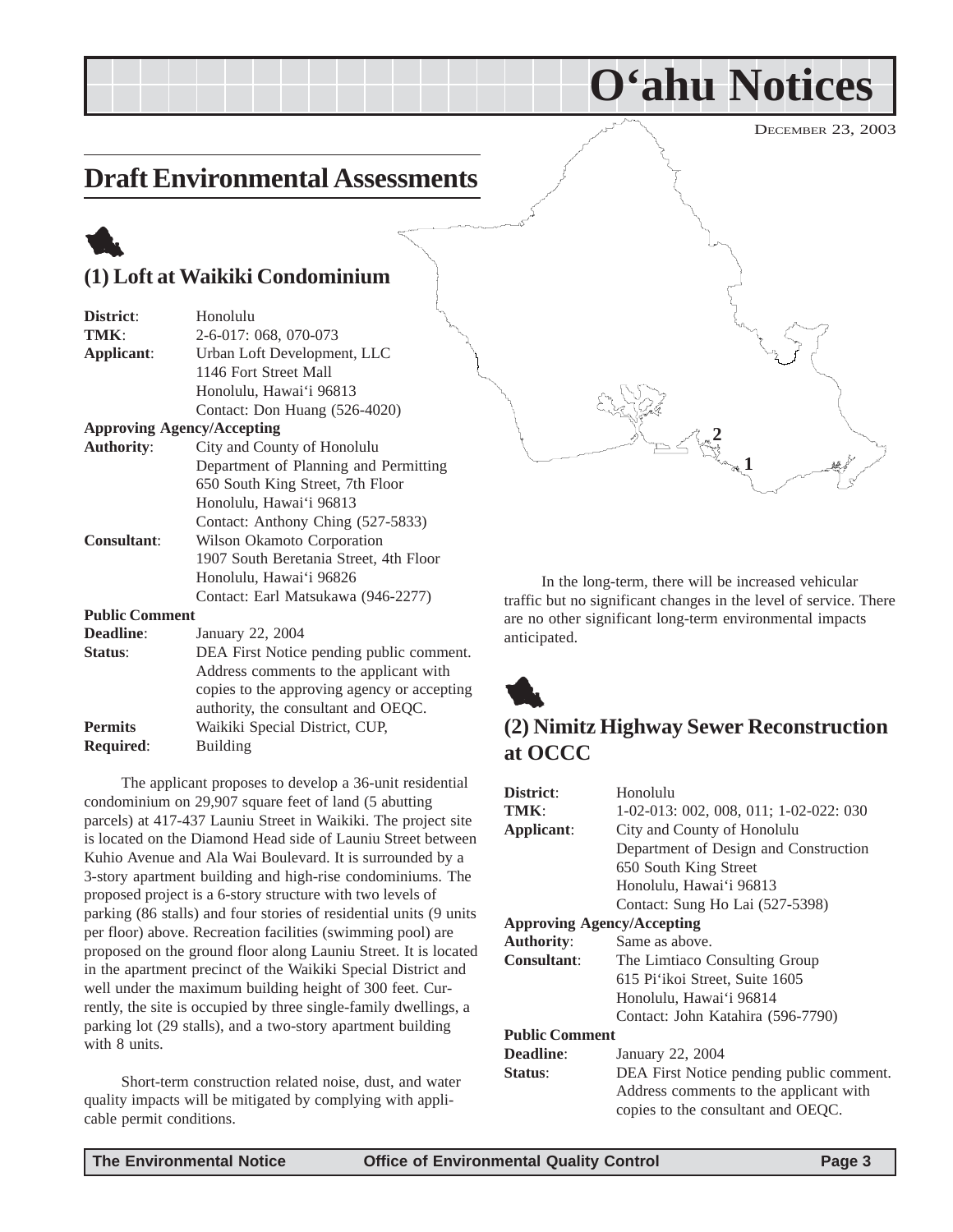# O'ahu Notices

DECEMBER 23, 2003

## Draft Environmental Assessments

### (1) Loft at Waikiki Condominium

**District**: Honolulu
**TMK**: 2-6-017: 068, 070-073
**Applicant**: Urban Loft Development, LLC
1146 Fort Street Mall
Honolulu, Hawai'i 96813
Contact: Don Huang (526-4020)
**Approving Agency/Accepting Authority**: City and County of Honolulu
Department of Planning and Permitting
650 South King Street, 7th Floor
Honolulu, Hawai'i 96813
Contact: Anthony Ching (527-5833)
**Consultant**: Wilson Okamoto Corporation
1907 South Beretania Street, 4th Floor
Honolulu, Hawai'i 96826
Contact: Earl Matsukawa (946-2277)
**Public Comment Deadline**: January 22, 2004
**Status**: DEA First Notice pending public comment. Address comments to the applicant with copies to the approving agency or accepting authority, the consultant and OEQC.
**Permits Required**: Waikiki Special District, CUP, Building

The applicant proposes to develop a 36-unit residential condominium on 29,907 square feet of land (5 abutting parcels) at 417-437 Launiu Street in Waikiki. The project site is located on the Diamond Head side of Launiu Street between Kuhio Avenue and Ala Wai Boulevard. It is surrounded by a 3-story apartment building and high-rise condominiums. The proposed project is a 6-story structure with two levels of parking (86 stalls) and four stories of residential units (9 units per floor) above. Recreation facilities (swimming pool) are proposed on the ground floor along Launiu Street. It is located in the apartment precinct of the Waikiki Special District and well under the maximum building height of 300 feet. Currently, the site is occupied by three single-family dwellings, a parking lot (29 stalls), and a two-story apartment building with 8 units.

Short-term construction related noise, dust, and water quality impacts will be mitigated by complying with applicable permit conditions.

In the long-term, there will be increased vehicular traffic but no significant changes in the level of service. There are no other significant long-term environmental impacts anticipated.

### (2) Nimitz Highway Sewer Reconstruction at OCCC

**District**: Honolulu
**TMK**: 1-02-013: 002, 008, 011; 1-02-022: 030
**Applicant**: City and County of Honolulu
Department of Design and Construction
650 South King Street
Honolulu, Hawai'i 96813
Contact: Sung Ho Lai (527-5398)
**Approving Agency/Accepting Authority**: Same as above.
**Consultant**: The Limtiaco Consulting Group
615 Pi'ikoi Street, Suite 1605
Honolulu, Hawai'i 96814
Contact: John Katahira (596-7790)
**Public Comment Deadline**: January 22, 2004
**Status**: DEA First Notice pending public comment. Address comments to the applicant with copies to the consultant and OEQC.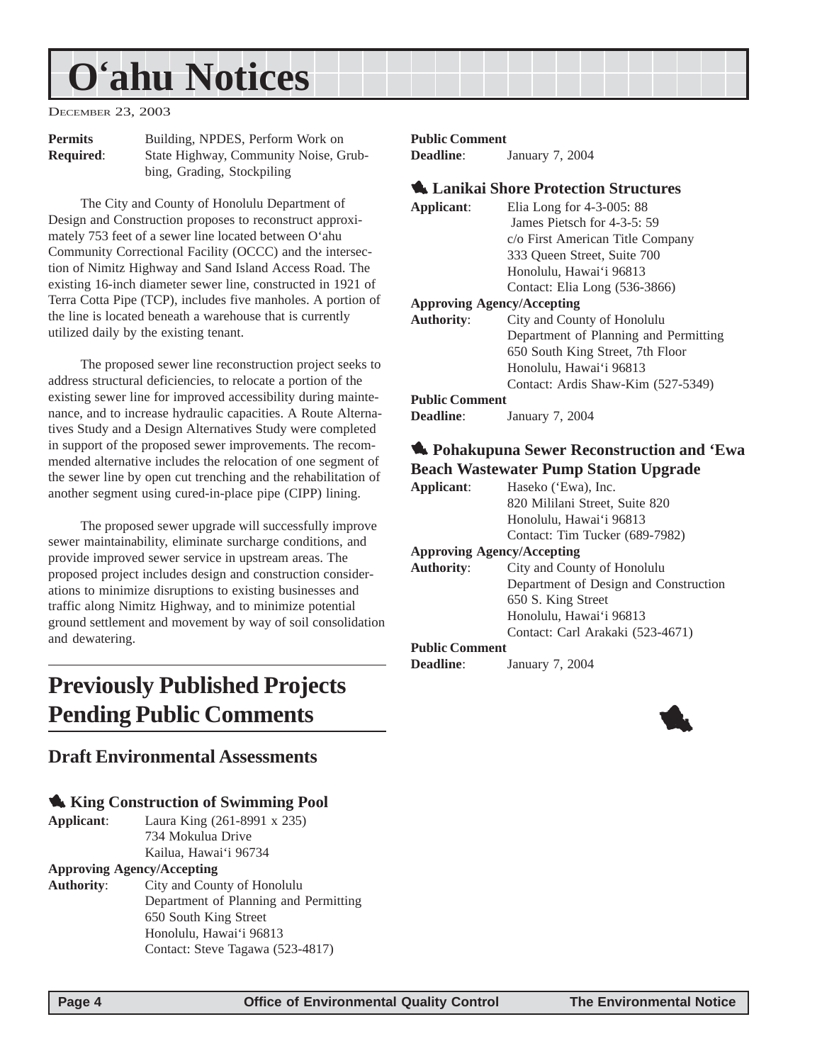# O'ahu Notices

DECEMBER 23, 2003

**Permits Required**: Building, NPDES, Perform Work on State Highway, Community Noise, Grubbing, Grading, Stockpiling

The City and County of Honolulu Department of Design and Construction proposes to reconstruct approximately 753 feet of a sewer line located between O'ahu Community Correctional Facility (OCCC) and the intersection of Nimitz Highway and Sand Island Access Road. The existing 16-inch diameter sewer line, constructed in 1921 of Terra Cotta Pipe (TCP), includes five manholes. A portion of the line is located beneath a warehouse that is currently utilized daily by the existing tenant.

The proposed sewer line reconstruction project seeks to address structural deficiencies, to relocate a portion of the existing sewer line for improved accessibility during maintenance, and to increase hydraulic capacities. A Route Alternatives Study and a Design Alternatives Study were completed in support of the proposed sewer improvements. The recommended alternative includes the relocation of one segment of the sewer line by open cut trenching and the rehabilitation of another segment using cured-in-place pipe (CIPP) lining.

The proposed sewer upgrade will successfully improve sewer maintainability, eliminate surcharge conditions, and provide improved sewer service in upstream areas. The proposed project includes design and construction considerations to minimize disruptions to existing businesses and traffic along Nimitz Highway, and to minimize potential ground settlement and movement by way of soil consolidation and dewatering.

# Previously Published Projects Pending Public Comments

## Draft Environmental Assessments

### King Construction of Swimming Pool

**Applicant**: Laura King (261-8991 x 235)
734 Mokulua Drive
Kailua, Hawai'i 96734

**Approving Agency/Accepting Authority**: City and County of Honolulu
Department of Planning and Permitting
650 South King Street
Honolulu, Hawai'i 96813
Contact: Steve Tagawa (523-4817)

**Public Comment Deadline**: January 7, 2004

### Lanikai Shore Protection Structures

**Applicant**: Elia Long for 4-3-005: 88
James Pietsch for 4-3-5: 59
c/o First American Title Company
333 Queen Street, Suite 700
Honolulu, Hawai'i 96813
Contact: Elia Long (536-3866)

**Approving Agency/Accepting Authority**: City and County of Honolulu
Department of Planning and Permitting
650 South King Street, 7th Floor
Honolulu, Hawai'i 96813
Contact: Ardis Shaw-Kim (527-5349)

**Public Comment Deadline**: January 7, 2004

### Pohakupuna Sewer Reconstruction and 'Ewa Beach Wastewater Pump Station Upgrade

**Applicant**: Haseko ('Ewa), Inc.
820 Mililani Street, Suite 820
Honolulu, Hawai'i 96813
Contact: Tim Tucker (689-7982)

**Approving Agency/Accepting Authority**: City and County of Honolulu
Department of Design and Construction
650 S. King Street
Honolulu, Hawai'i 96813
Contact: Carl Arakaki (523-4671)

**Public Comment Deadline**: January 7, 2004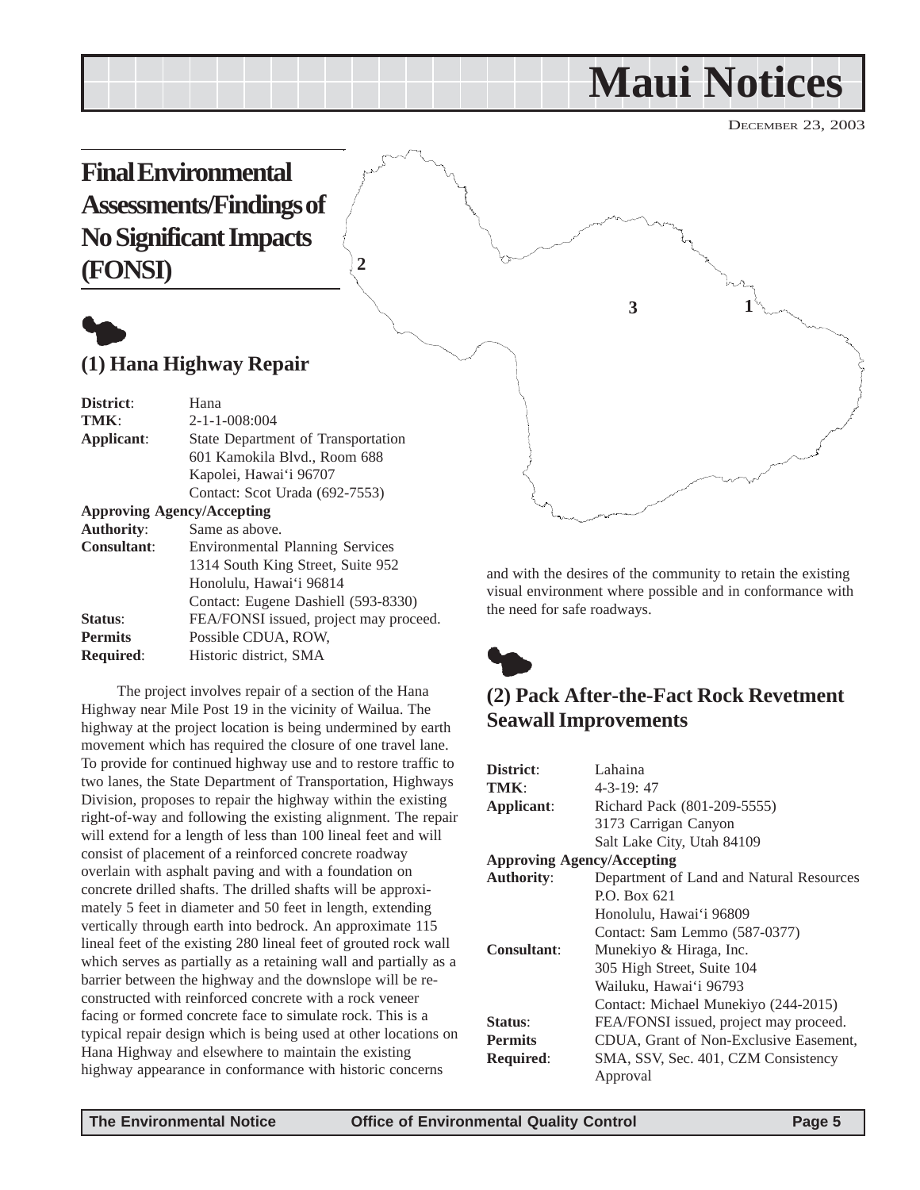# Maui Notices

DECEMBER 23, 2003

## Final Environmental Assessments/Findings of No Significant Impacts (FONSI)

### (1) Hana Highway Repair

**District**: Hana
**TMK**: 2-1-1-008:004
**Applicant**: State Department of Transportation
601 Kamokila Blvd., Room 688
Kapolei, Hawai'i 96707
Contact: Scot Urada (692-7553)
**Approving Agency/Accepting Authority**: Same as above.
**Consultant**: Environmental Planning Services
1314 South King Street, Suite 952
Honolulu, Hawai'i 96814
Contact: Eugene Dashiell (593-8330)
**Status**: FEA/FONSI issued, project may proceed.
**Permits Required**: Possible CDUA, ROW, Historic district, SMA

The project involves repair of a section of the Hana Highway near Mile Post 19 in the vicinity of Wailua. The highway at the project location is being undermined by earth movement which has required the closure of one travel lane. To provide for continued highway use and to restore traffic to two lanes, the State Department of Transportation, Highways Division, proposes to repair the highway within the existing right-of-way and following the existing alignment. The repair will extend for a length of less than 100 lineal feet and will consist of placement of a reinforced concrete roadway overlain with asphalt paving and with a foundation on concrete drilled shafts. The drilled shafts will be approximately 5 feet in diameter and 50 feet in length, extending vertically through earth into bedrock. An approximate 115 lineal feet of the existing 280 lineal feet of grouted rock wall which serves as partially as a retaining wall and partially as a barrier between the highway and the downslope will be reconstructed with reinforced concrete with a rock veneer facing or formed concrete face to simulate rock. This is a typical repair design which is being used at other locations on Hana Highway and elsewhere to maintain the existing highway appearance in conformance with historic concerns and with the desires of the community to retain the existing visual environment where possible and in conformance with the need for safe roadways.

### (2) Pack After-the-Fact Rock Revetment Seawall Improvements

**District**: Lahaina
**TMK**: 4-3-19: 47
**Applicant**: Richard Pack (801-209-5555)
3173 Carrigan Canyon
Salt Lake City, Utah 84109
**Approving Agency/Accepting Authority**: Department of Land and Natural Resources
P.O. Box 621
Honolulu, Hawai'i 96809
Contact: Sam Lemmo (587-0377)
**Consultant**: Munekiyo & Hiraga, Inc.
305 High Street, Suite 104
Wailuku, Hawai'i 96793
Contact: Michael Munekiyo (244-2015)
**Status**: FEA/FONSI issued, project may proceed.
**Permits Required**: CDUA, Grant of Non-Exclusive Easement, SMA, SSV, Sec. 401, CZM Consistency Approval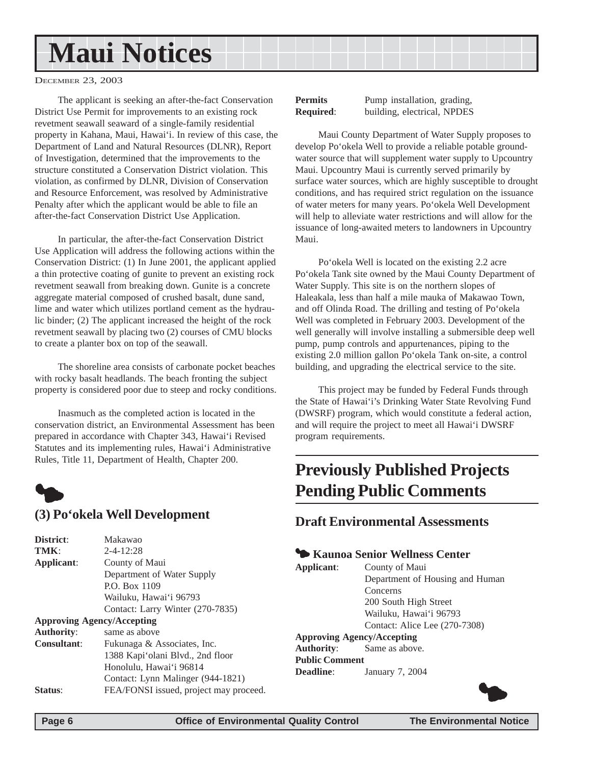# Maui Notices

DECEMBER 23, 2003

The applicant is seeking an after-the-fact Conservation District Use Permit for improvements to an existing rock revetment seawall seaward of a single-family residential property in Kahana, Maui, Hawai'i. In review of this case, the Department of Land and Natural Resources (DLNR), Report of Investigation, determined that the improvements to the structure constituted a Conservation District violation. This violation, as confirmed by DLNR, Division of Conservation and Resource Enforcement, was resolved by Administrative Penalty after which the applicant would be able to file an after-the-fact Conservation District Use Application.

In particular, the after-the-fact Conservation District Use Application will address the following actions within the Conservation District: (1) In June 2001, the applicant applied a thin protective coating of gunite to prevent an existing rock revetment seawall from breaking down. Gunite is a concrete aggregate material composed of crushed basalt, dune sand, lime and water which utilizes portland cement as the hydraulic binder; (2) The applicant increased the height of the rock revetment seawall by placing two (2) courses of CMU blocks to create a planter box on top of the seawall.

The shoreline area consists of carbonate pocket beaches with rocky basalt headlands. The beach fronting the subject property is considered poor due to steep and rocky conditions.

Inasmuch as the completed action is located in the conservation district, an Environmental Assessment has been prepared in accordance with Chapter 343, Hawai'i Revised Statutes and its implementing rules, Hawai'i Administrative Rules, Title 11, Department of Health, Chapter 200.

## (3) Po'okela Well Development

**District**: Makawao
**TMK**: 2-4-12:28
**Applicant**: County of Maui
Department of Water Supply
P.O. Box 1109
Wailuku, Hawai'i 96793
Contact: Larry Winter (270-7835)
**Approving Agency/Accepting Authority**: same as above
**Consultant**: Fukunaga & Associates, Inc.
1388 Kapi'olani Blvd., 2nd floor
Honolulu, Hawai'i 96814
Contact: Lynn Malinger (944-1821)
**Status**: FEA/FONSI issued, project may proceed.
**Permits Required**: Pump installation, grading, building, electrical, NPDES

Maui County Department of Water Supply proposes to develop Po'okela Well to provide a reliable potable groundwater source that will supplement water supply to Upcountry Maui. Upcountry Maui is currently served primarily by surface water sources, which are highly susceptible to drought conditions, and has required strict regulation on the issuance of water meters for many years. Po'okela Well Development will help to alleviate water restrictions and will allow for the issuance of long-awaited meters to landowners in Upcountry Maui.

Po'okela Well is located on the existing 2.2 acre Po'okela Tank site owned by the Maui County Department of Water Supply. This site is on the northern slopes of Haleakala, less than half a mile mauka of Makawao Town, and off Olinda Road. The drilling and testing of Po'okela Well was completed in February 2003. Development of the well generally will involve installing a submersible deep well pump, pump controls and appurtenances, piping to the existing 2.0 million gallon Po'okela Tank on-site, a control building, and upgrading the electrical service to the site.

This project may be funded by Federal Funds through the State of Hawai'i's Drinking Water State Revolving Fund (DWSRF) program, which would constitute a federal action, and will require the project to meet all Hawai'i DWSRF program requirements.

# Previously Published Projects Pending Public Comments

## Draft Environmental Assessments

### Kaunoa Senior Wellness Center

**Applicant**: County of Maui
Department of Housing and Human Concerns
200 South High Street
Wailuku, Hawai'i 96793
Contact: Alice Lee (270-7308)
**Approving Agency/Accepting Authority**: Same as above.
**Public Comment Deadline**: January 7, 2004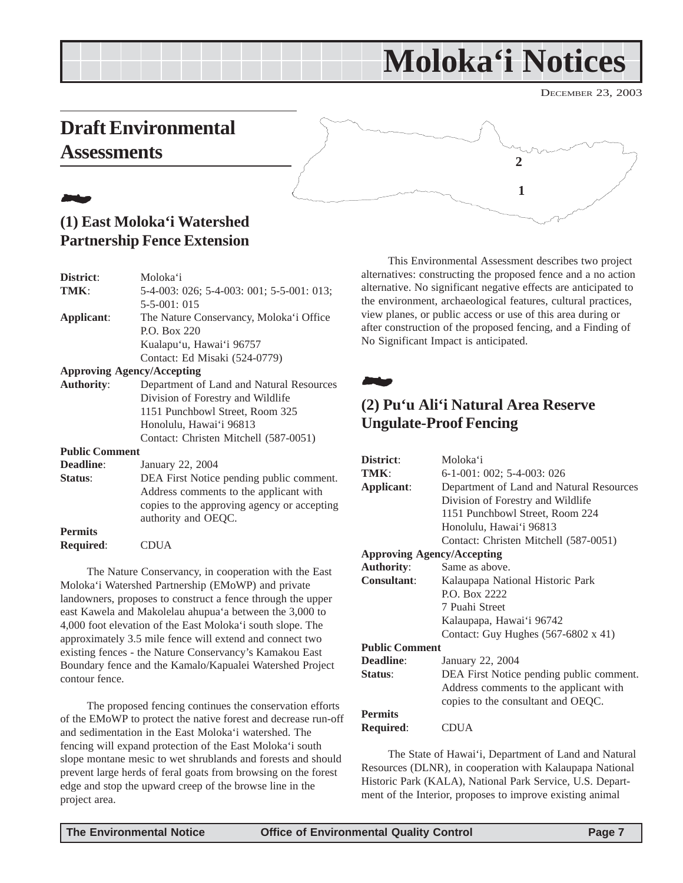# Moloka'i Notices

DECEMBER 23, 2003

## Draft Environmental Assessments

### (1) East Moloka'i Watershed Partnership Fence Extension

| | |
|---|---|
| **District**: | Moloka'i |
| **TMK**: | 5-4-003: 026; 5-4-003: 001; 5-5-001: 013; 5-5-001: 015 |
| **Applicant**: | The Nature Conservancy, Moloka'i Office<br>P.O. Box 220<br>Kualapu'u, Hawai'i 96757<br>Contact: Ed Misaki (524-0779) |
| **Approving Agency/Accepting Authority**: | Department of Land and Natural Resources<br>Division of Forestry and Wildlife<br>1151 Punchbowl Street, Room 325<br>Honolulu, Hawai'i 96813<br>Contact: Christen Mitchell (587-0051) |
| **Public Comment Deadline**: | January 22, 2004 |
| **Status**: | DEA First Notice pending public comment. Address comments to the applicant with copies to the approving agency or accepting authority and OEQC. |
| **Permits Required**: | CDUA |

The Nature Conservancy, in cooperation with the East Moloka'i Watershed Partnership (EMoWP) and private landowners, proposes to construct a fence through the upper east Kawela and Makolelau ahupua'a between the 3,000 to 4,000 foot elevation of the East Moloka'i south slope. The approximately 3.5 mile fence will extend and connect two existing fences - the Nature Conservancy's Kamakou East Boundary fence and the Kamalo/Kapualei Watershed Project contour fence.

The proposed fencing continues the conservation efforts of the EMoWP to protect the native forest and decrease run-off and sedimentation in the East Moloka'i watershed. The fencing will expand protection of the East Moloka'i south slope montane mesic to wet shrublands and forests and should prevent large herds of feral goats from browsing on the forest edge and stop the upward creep of the browse line in the project area.

This Environmental Assessment describes two project alternatives: constructing the proposed fence and a no action alternative. No significant negative effects are anticipated to the environment, archaeological features, cultural practices, view planes, or public access or use of this area during or after construction of the proposed fencing, and a Finding of No Significant Impact is anticipated.

### (2) Pu'u Ali'i Natural Area Reserve Ungulate-Proof Fencing

| | |
|---|---|
| **District**: | Moloka'i |
| **TMK**: | 6-1-001: 002; 5-4-003: 026 |
| **Applicant**: | Department of Land and Natural Resources<br>Division of Forestry and Wildlife<br>1151 Punchbowl Street, Room 224<br>Honolulu, Hawai'i 96813<br>Contact: Christen Mitchell (587-0051) |
| **Approving Agency/Accepting Authority**: | Same as above. |
| **Consultant**: | Kalaupapa National Historic Park<br>P.O. Box 2222<br>7 Puahi Street<br>Kalaupapa, Hawai'i 96742<br>Contact: Guy Hughes (567-6802 x 41) |
| **Public Comment Deadline**: | January 22, 2004 |
| **Status**: | DEA First Notice pending public comment. Address comments to the applicant with copies to the consultant and OEQC. |
| **Permits Required**: | CDUA |

The State of Hawai'i, Department of Land and Natural Resources (DLNR), in cooperation with Kalaupapa National Historic Park (KALA), National Park Service, U.S. Department of the Interior, proposes to improve existing animal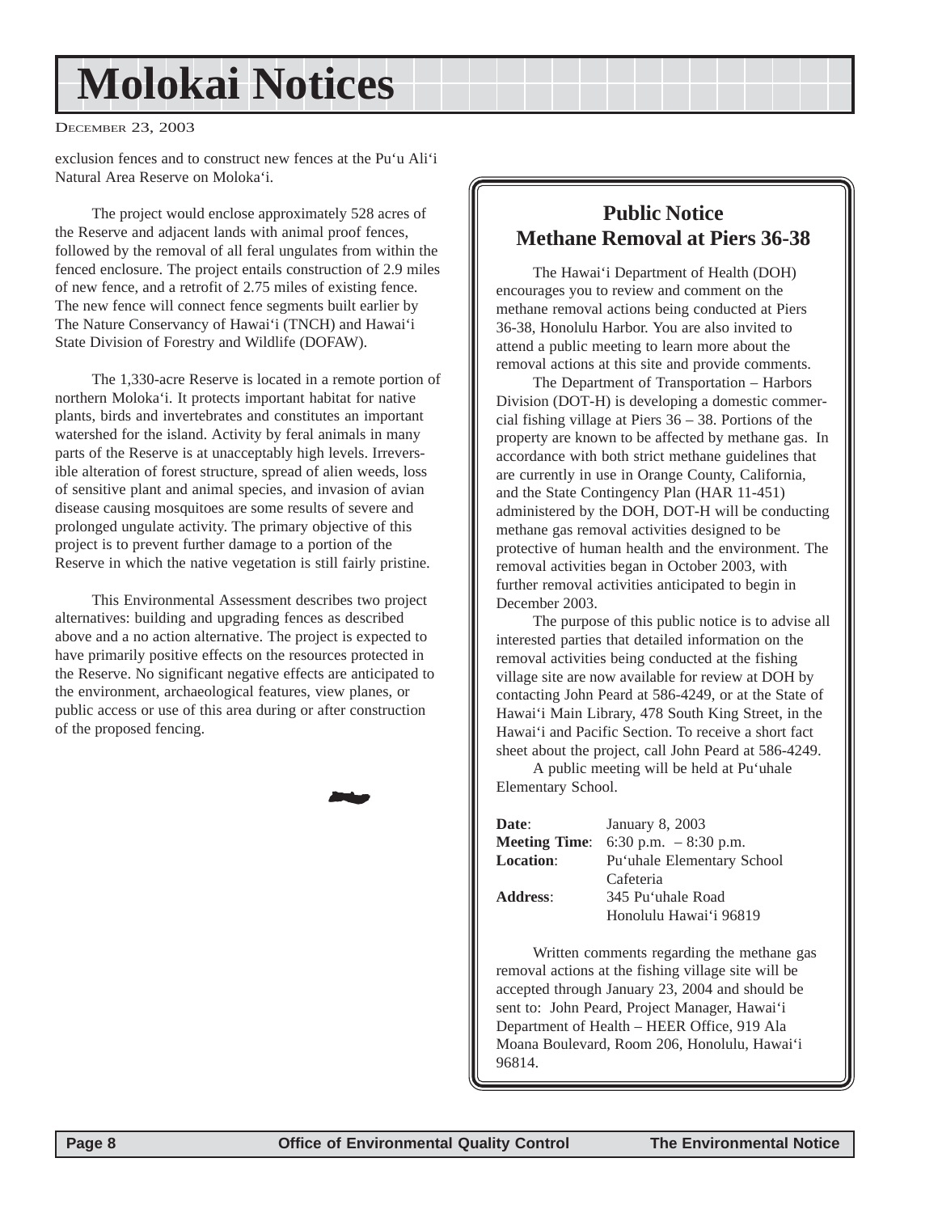# Molokai Notices

exclusion fences and to construct new fences at the Pu'u Ali'i Natural Area Reserve on Moloka'i.

The project would enclose approximately 528 acres of the Reserve and adjacent lands with animal proof fences, followed by the removal of all feral ungulates from within the fenced enclosure. The project entails construction of 2.9 miles of new fence, and a retrofit of 2.75 miles of existing fence. The new fence will connect fence segments built earlier by The Nature Conservancy of Hawai'i (TNCH) and Hawai'i State Division of Forestry and Wildlife (DOFAW).

The 1,330-acre Reserve is located in a remote portion of northern Moloka'i. It protects important habitat for native plants, birds and invertebrates and constitutes an important watershed for the island. Activity by feral animals in many parts of the Reserve is at unacceptably high levels. Irreversible alteration of forest structure, spread of alien weeds, loss of sensitive plant and animal species, and invasion of avian disease causing mosquitoes are some results of severe and prolonged ungulate activity. The primary objective of this project is to prevent further damage to a portion of the Reserve in which the native vegetation is still fairly pristine.

This Environmental Assessment describes two project alternatives: building and upgrading fences as described above and a no action alternative. The project is expected to have primarily positive effects on the resources protected in the Reserve. No significant negative effects are anticipated to the environment, archaeological features, view planes, or public access or use of this area during or after construction of the proposed fencing.

## Public Notice
## Methane Removal at Piers 36-38

The Hawai'i Department of Health (DOH) encourages you to review and comment on the methane removal actions being conducted at Piers 36-38, Honolulu Harbor. You are also invited to attend a public meeting to learn more about the removal actions at this site and provide comments.

The Department of Transportation – Harbors Division (DOT-H) is developing a domestic commercial fishing village at Piers 36 – 38. Portions of the property are known to be affected by methane gas. In accordance with both strict methane guidelines that are currently in use in Orange County, California, and the State Contingency Plan (HAR 11-451) administered by the DOH, DOT-H will be conducting methane gas removal activities designed to be protective of human health and the environment. The removal activities began in October 2003, with further removal activities anticipated to begin in December 2003.

The purpose of this public notice is to advise all interested parties that detailed information on the removal activities being conducted at the fishing village site are now available for review at DOH by contacting John Peard at 586-4249, or at the State of Hawai'i Main Library, 478 South King Street, in the Hawai'i and Pacific Section. To receive a short fact sheet about the project, call John Peard at 586-4249.

A public meeting will be held at Pu'uhale Elementary School.

**Date**: January 8, 2003
**Meeting Time**: 6:30 p.m. – 8:30 p.m.
**Location**: Pu'uhale Elementary School Cafeteria
**Address**: 345 Pu'uhale Road, Honolulu Hawai'i 96819

Written comments regarding the methane gas removal actions at the fishing village site will be accepted through January 23, 2004 and should be sent to: John Peard, Project Manager, Hawai'i Department of Health – HEER Office, 919 Ala Moana Boulevard, Room 206, Honolulu, Hawai'i 96814.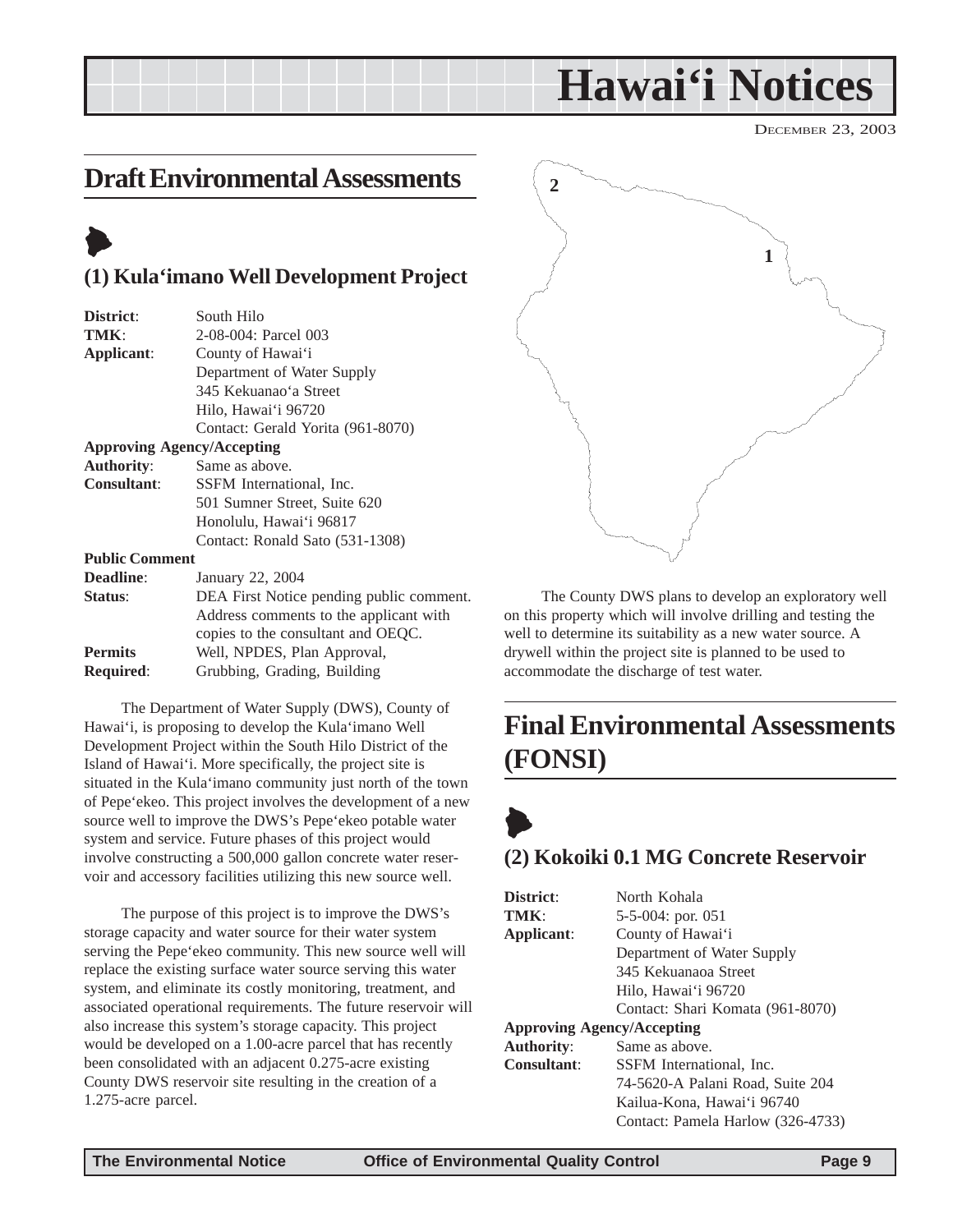# Hawai'i Notices

DECEMBER 23, 2003

## Draft Environmental Assessments

### (1) Kula'imano Well Development Project

**District**: South Hilo
**TMK**: 2-08-004: Parcel 003
**Applicant**: County of Hawai'i
Department of Water Supply
345 Kekuanao'a Street
Hilo, Hawai'i 96720
Contact: Gerald Yorita (961-8070)
**Approving Agency/Accepting Authority**: Same as above.
**Consultant**: SSFM International, Inc.
501 Sumner Street, Suite 620
Honolulu, Hawai'i 96817
Contact: Ronald Sato (531-1308)
**Public Comment Deadline**: January 22, 2004
**Status**: DEA First Notice pending public comment. Address comments to the applicant with copies to the consultant and OEQC.
**Permits Required**: Well, NPDES, Plan Approval, Grubbing, Grading, Building

The Department of Water Supply (DWS), County of Hawai'i, is proposing to develop the Kula'imano Well Development Project within the South Hilo District of the Island of Hawai'i. More specifically, the project site is situated in the Kula'imano community just north of the town of Pepe'ekeo. This project involves the development of a new source well to improve the DWS's Pepe'ekeo potable water system and service. Future phases of this project would involve constructing a 500,000 gallon concrete water reservoir and accessory facilities utilizing this new source well.

The purpose of this project is to improve the DWS's storage capacity and water source for their water system serving the Pepe'ekeo community. This new source well will replace the existing surface water source serving this water system, and eliminate its costly monitoring, treatment, and associated operational requirements. The future reservoir will also increase this system's storage capacity. This project would be developed on a 1.00-acre parcel that has recently been consolidated with an adjacent 0.275-acre existing County DWS reservoir site resulting in the creation of a 1.275-acre parcel.

The County DWS plans to develop an exploratory well on this property which will involve drilling and testing the well to determine its suitability as a new water source. A drywell within the project site is planned to be used to accommodate the discharge of test water.

## Final Environmental Assessments (FONSI)

### (2) Kokoiki 0.1 MG Concrete Reservoir

**District**: North Kohala
**TMK**: 5-5-004: por. 051
**Applicant**: County of Hawai'i
Department of Water Supply
345 Kekuanaoa Street
Hilo, Hawai'i 96720
Contact: Shari Komata (961-8070)
**Approving Agency/Accepting Authority**: Same as above.
**Consultant**: SSFM International, Inc.
74-5620-A Palani Road, Suite 204
Kailua-Kona, Hawai'i 96740
Contact: Pamela Harlow (326-4733)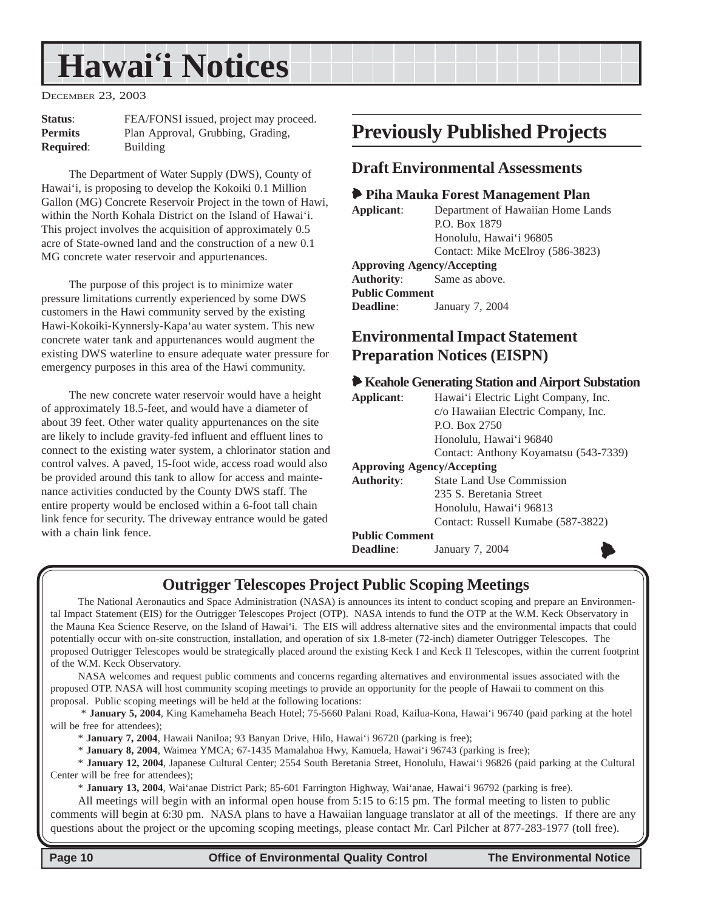**Status**: FEA/FONSI issued, project may proceed.
**Permits Required**: Plan Approval, Grubbing, Grading, Building

The Department of Water Supply (DWS), County of Hawai‘i, is proposing to develop the Kokoiki 0.1 Million Gallon (MG) Concrete Reservoir Project in the town of Hawi, within the North Kohala District on the Island of Hawai‘i. This project involves the acquisition of approximately 0.5 acre of State-owned land and the construction of a new 0.1 MG concrete water reservoir and appurtenances.

The purpose of this project is to minimize water pressure limitations currently experienced by some DWS customers in the Hawi community served by the existing Hawi-Kokoiki-Kynnersly-Kapa‘au water system. This new concrete water tank and appurtenances would augment the existing DWS waterline to ensure adequate water pressure for emergency purposes in this area of the Hawi community.

The new concrete water reservoir would have a height of approximately 18.5-feet, and would have a diameter of about 39 feet. Other water quality appurtenances on the site are likely to include gravity-fed influent and effluent lines to connect to the existing water system, a chlorinator station and control valves. A paved, 15-foot wide, access road would also be provided around this tank to allow for access and maintenance activities conducted by the County DWS staff. The entire property would be enclosed within a 6-foot tall chain link fence for security. The driveway entrance would be gated with a chain link fence.

# Previously Published Projects

## Draft Environmental Assessments

### Piha Mauka Forest Management Plan

**Applicant**: Department of Hawaiian Home Lands
P.O. Box 1879
Honolulu, Hawai‘i 96805
Contact: Mike McElroy (586-3823)

**Approving Agency/Accepting Authority**: Same as above.

**Public Comment Deadline**: January 7, 2004

## Environmental Impact Statement Preparation Notices (EISPN)

### Keahole Generating Station and Airport Substation

**Applicant**: Hawai‘i Electric Light Company, Inc.
c/o Hawaiian Electric Company, Inc.
P.O. Box 2750
Honolulu, Hawai‘i 96840
Contact: Anthony Koyamatsu (543-7339)

**Approving Agency/Accepting Authority**: State Land Use Commission
235 S. Beretania Street
Honolulu, Hawai‘i 96813
Contact: Russell Kumabe (587-3822)

**Public Comment Deadline**: January 7, 2004

## Outrigger Telescopes Project Public Scoping Meetings

The National Aeronautics and Space Administration (NASA) is announces its intent to conduct scoping and prepare an Environmental Impact Statement (EIS) for the Outrigger Telescopes Project (OTP). NASA intends to fund the OTP at the W.M. Keck Observatory in the Mauna Kea Science Reserve, on the Island of Hawai‘i. The EIS will address alternative sites and the environmental impacts that could potentially occur with on-site construction, installation, and operation of six 1.8-meter (72-inch) diameter Outrigger Telescopes. The proposed Outrigger Telescopes would be strategically placed around the existing Keck I and Keck II Telescopes, within the current footprint of the W.M. Keck Observatory.

NASA welcomes and request public comments and concerns regarding alternatives and environmental issues associated with the proposed OTP. NASA will host community scoping meetings to provide an opportunity for the people of Hawaii to comment on this proposal. Public scoping meetings will be held at the following locations:

* **January 5, 2004**, King Kamehameha Beach Hotel; 75-5660 Palani Road, Kailua-Kona, Hawai‘i 96740 (paid parking at the hotel will be free for attendees);
* **January 7, 2004**, Hawaii Naniloa; 93 Banyan Drive, Hilo, Hawai‘i 96720 (parking is free);
* **January 8, 2004**, Waimea YMCA; 67-1435 Mamalahoa Hwy, Kamuela, Hawai‘i 96743 (parking is free);
* **January 12, 2004**, Japanese Cultural Center; 2554 South Beretania Street, Honolulu, Hawai‘i 96826 (paid parking at the Cultural Center will be free for attendees);
* **January 13, 2004**, Wai‘anae District Park; 85-601 Farrington Highway, Wai‘anae, Hawai‘i 96792 (parking is free).

All meetings will begin with an informal open house from 5:15 to 6:15 pm. The formal meeting to listen to public comments will begin at 6:30 pm. NASA plans to have a Hawaiian language translator at all of the meetings. If there are any questions about the project or the upcoming scoping meetings, please contact Mr. Carl Pilcher at 877-283-1977 (toll free).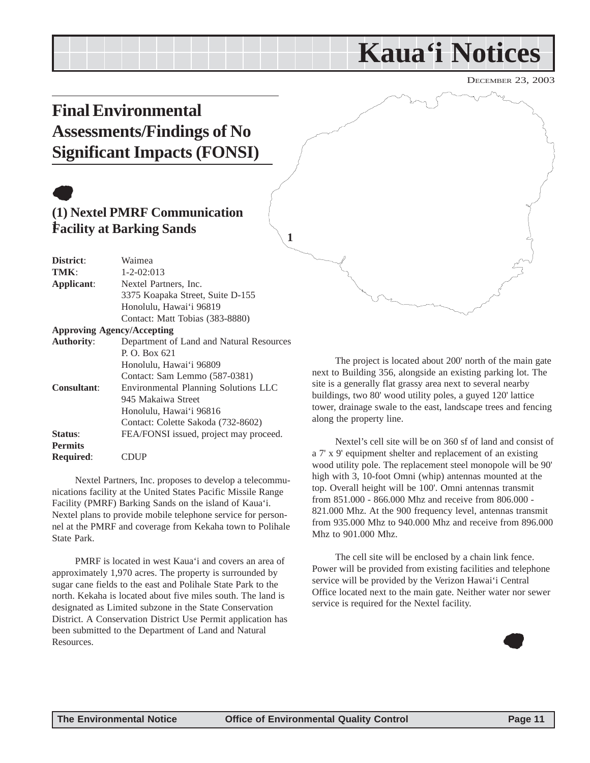# Kaua'i Notices

DECEMBER 23, 2003

## Final Environmental Assessments/Findings of No Significant Impacts (FONSI)

### (1) Nextel PMRF Communication Facility at Barking Sands

| | |
|---|---|
| **District**: | Waimea |
| **TMK**: | 1-2-02:013 |
| **Applicant**: | Nextel Partners, Inc.<br>3375 Koapaka Street, Suite D-155<br>Honolulu, Hawai'i 96819<br>Contact: Matt Tobias (383-8880) |
| **Approving Agency/Accepting Authority**: | Department of Land and Natural Resources<br>P. O. Box 621<br>Honolulu, Hawai'i 96809<br>Contact: Sam Lemmo (587-0381) |
| **Consultant**: | Environmental Planning Solutions LLC<br>945 Makaiwa Street<br>Honolulu, Hawai'i 96816<br>Contact: Colette Sakoda (732-8602) |
| **Status**: | FEA/FONSI issued, project may proceed. |
| **Permits Required**: | CDUP |

Nextel Partners, Inc. proposes to develop a telecommunications facility at the United States Pacific Missile Range Facility (PMRF) Barking Sands on the island of Kaua'i. Nextel plans to provide mobile telephone service for personnel at the PMRF and coverage from Kekaha town to Polihale State Park.

PMRF is located in west Kaua'i and covers an area of approximately 1,970 acres. The property is surrounded by sugar cane fields to the east and Polihale State Park to the north. Kekaha is located about five miles south. The land is designated as Limited subzone in the State Conservation District. A Conservation District Use Permit application has been submitted to the Department of Land and Natural Resources.

The project is located about 200' north of the main gate next to Building 356, alongside an existing parking lot. The site is a generally flat grassy area next to several nearby buildings, two 80' wood utility poles, a guyed 120' lattice tower, drainage swale to the east, landscape trees and fencing along the property line.

Nextel's cell site will be on 360 sf of land and consist of a 7' x 9' equipment shelter and replacement of an existing wood utility pole. The replacement steel monopole will be 90' high with 3, 10-foot Omni (whip) antennas mounted at the top. Overall height will be 100'. Omni antennas transmit from 851.000 - 866.000 Mhz and receive from 806.000 - 821.000 Mhz. At the 900 frequency level, antennas transmit from 935.000 Mhz to 940.000 Mhz and receive from 896.000 Mhz to 901.000 Mhz.

The cell site will be enclosed by a chain link fence. Power will be provided from existing facilities and telephone service will be provided by the Verizon Hawai'i Central Office located next to the main gate. Neither water nor sewer service is required for the Nextel facility.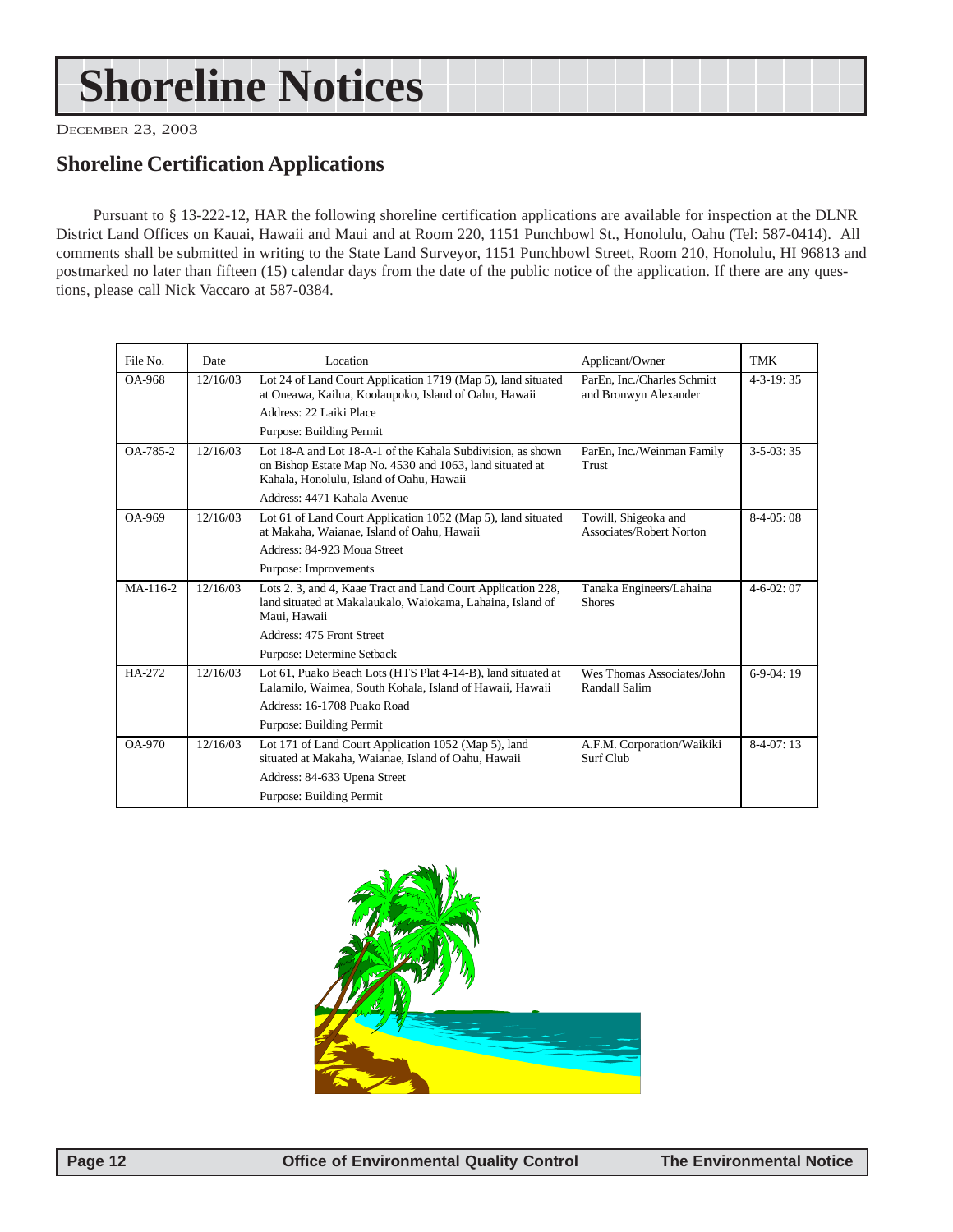# Shoreline Notices

December 23, 2003

## Shoreline Certification Applications

Pursuant to § 13-222-12, HAR the following shoreline certification applications are available for inspection at the DLNR District Land Offices on Kauai, Hawaii and Maui and at Room 220, 1151 Punchbowl St., Honolulu, Oahu (Tel: 587-0414). All comments shall be submitted in writing to the State Land Surveyor, 1151 Punchbowl Street, Room 210, Honolulu, HI 96813 and postmarked no later than fifteen (15) calendar days from the date of the public notice of the application. If there are any questions, please call Nick Vaccaro at 587-0384.

| File No. | Date | Location | Applicant/Owner | TMK |
|---|---|---|---|---|
| OA-968 | 12/16/03 | Lot 24 of Land Court Application 1719 (Map 5), land situated at Oneawa, Kailua, Koolaupoko, Island of Oahu, Hawaii<br>Address: 22 Laiki Place<br>Purpose: Building Permit | ParEn, Inc./Charles Schmitt and Bronwyn Alexander | 4-3-19: 35 |
| OA-785-2 | 12/16/03 | Lot 18-A and Lot 18-A-1 of the Kahala Subdivision, as shown on Bishop Estate Map No. 4530 and 1063, land situated at Kahala, Honolulu, Island of Oahu, Hawaii<br>Address: 4471 Kahala Avenue | ParEn, Inc./Weinman Family Trust | 3-5-03: 35 |
| OA-969 | 12/16/03 | Lot 61 of Land Court Application 1052 (Map 5), land situated at Makaha, Waianae, Island of Oahu, Hawaii<br>Address: 84-923 Moua Street<br>Purpose: Improvements | Towill, Shigeoka and Associates/Robert Norton | 8-4-05: 08 |
| MA-116-2 | 12/16/03 | Lots 2. 3, and 4, Kaae Tract and Land Court Application 228, land situated at Makalaukalo, Waiokama, Lahaina, Island of Maui, Hawaii<br>Address: 475 Front Street<br>Purpose: Determine Setback | Tanaka Engineers/Lahaina Shores | 4-6-02: 07 |
| HA-272 | 12/16/03 | Lot 61, Puako Beach Lots (HTS Plat 4-14-B), land situated at Lalamilo, Waimea, South Kohala, Island of Hawaii, Hawaii<br>Address: 16-1708 Puako Road<br>Purpose: Building Permit | Wes Thomas Associates/John Randall Salim | 6-9-04: 19 |
| OA-970 | 12/16/03 | Lot 171 of Land Court Application 1052 (Map 5), land situated at Makaha, Waianae, Island of Oahu, Hawaii<br>Address: 84-633 Upena Street<br>Purpose: Building Permit | A.F.M. Corporation/Waikiki Surf Club | 8-4-07: 13 |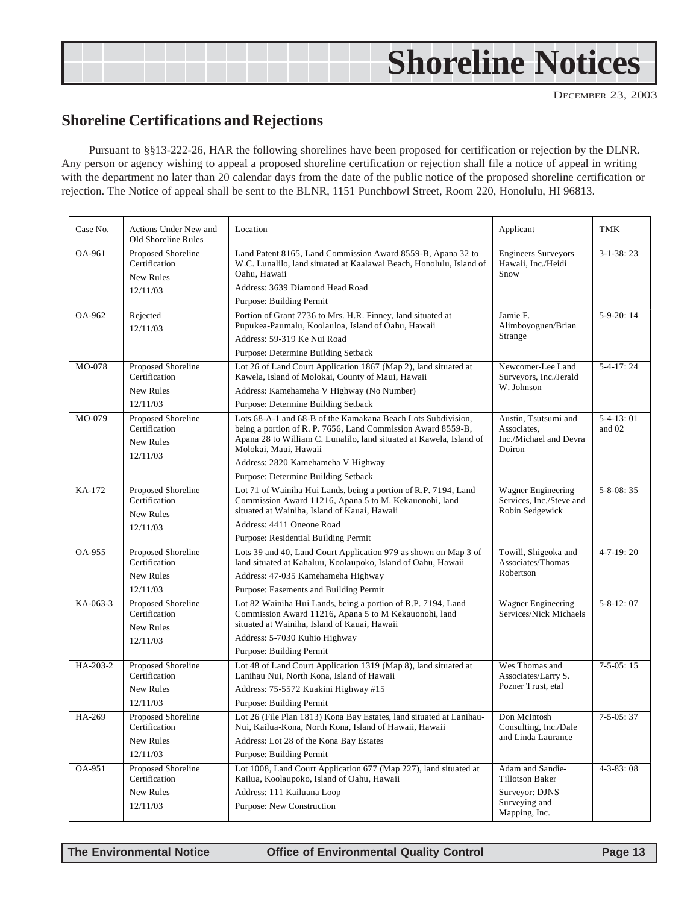# Shoreline Notices

DECEMBER 23, 2003

## Shoreline Certifications and Rejections

Pursuant to §§13-222-26, HAR the following shorelines have been proposed for certification or rejection by the DLNR. Any person or agency wishing to appeal a proposed shoreline certification or rejection shall file a notice of appeal in writing with the department no later than 20 calendar days from the date of the public notice of the proposed shoreline certification or rejection. The Notice of appeal shall be sent to the BLNR, 1151 Punchbowl Street, Room 220, Honolulu, HI 96813.

| Case No. | Actions Under New and Old Shoreline Rules | Location | Applicant | TMK |
|---|---|---|---|---|
| OA-961 | Proposed Shoreline Certification<br>New Rules<br>12/11/03 | Land Patent 8165, Land Commission Award 8559-B, Apana 32 to W.C. Lunalilo, land situated at Kaalawai Beach, Honolulu, Island of Oahu, Hawaii<br>Address: 3639 Diamond Head Road<br>Purpose: Building Permit | Engineers Surveyors Hawaii, Inc./Heidi Snow | 3-1-38: 23 |
| OA-962 | Rejected<br>12/11/03 | Portion of Grant 7736 to Mrs. H.R. Finney, land situated at Pupukea-Paumalu, Koolauloa, Island of Oahu, Hawaii<br>Address: 59-319 Ke Nui Road<br>Purpose: Determine Building Setback | Jamie F. Alimboyoguen/Brian Strange | 5-9-20: 14 |
| MO-078 | Proposed Shoreline Certification<br>New Rules<br>12/11/03 | Lot 26 of Land Court Application 1867 (Map 2), land situated at Kawela, Island of Molokai, County of Maui, Hawaii<br>Address: Kamehameha V Highway (No Number)<br>Purpose: Determine Building Setback | Newcomer-Lee Land Surveyors, Inc./Jerald W. Johnson | 5-4-17: 24 |
| MO-079 | Proposed Shoreline Certification<br>New Rules<br>12/11/03 | Lots 68-A-1 and 68-B of the Kamakana Beach Lots Subdivision, being a portion of R. P. 7656, Land Commission Award 8559-B, Apana 28 to William C. Lunalilo, land situated at Kawela, Island of Molokai, Maui, Hawaii<br>Address: 2820 Kamehameha V Highway<br>Purpose: Determine Building Setback | Austin, Tsutsumi and Associates, Inc./Michael and Devra Doiron | 5-4-13: 01 and 02 |
| KA-172 | Proposed Shoreline Certification<br>New Rules<br>12/11/03 | Lot 71 of Wainiha Hui Lands, being a portion of R.P. 7194, Land Commission Award 11216, Apana 5 to M. Kekauonohi, land situated at Wainiha, Island of Kauai, Hawaii<br>Address: 4411 Oneone Road<br>Purpose: Residential Building Permit | Wagner Engineering Services, Inc./Steve and Robin Sedgewick | 5-8-08: 35 |
| OA-955 | Proposed Shoreline Certification<br>New Rules<br>12/11/03 | Lots 39 and 40, Land Court Application 979 as shown on Map 3 of land situated at Kahaluu, Koolaupoko, Island of Oahu, Hawaii<br>Address: 47-035 Kamehameha Highway<br>Purpose: Easements and Building Permit | Towill, Shigeoka and Associates/Thomas Robertson | 4-7-19: 20 |
| KA-063-3 | Proposed Shoreline Certification<br>New Rules<br>12/11/03 | Lot 82 Wainiha Hui Lands, being a portion of R.P. 7194, Land Commission Award 11216, Apana 5 to M Kekauonohi, land situated at Wainiha, Island of Kauai, Hawaii<br>Address: 5-7030 Kuhio Highway<br>Purpose: Building Permit | Wagner Engineering Services/Nick Michaels | 5-8-12: 07 |
| HA-203-2 | Proposed Shoreline Certification<br>New Rules<br>12/11/03 | Lot 48 of Land Court Application 1319 (Map 8), land situated at Lanihau Nui, North Kona, Island of Hawaii<br>Address: 75-5572 Kuakini Highway #15<br>Purpose: Building Permit | Wes Thomas and Associates/Larry S. Pozner Trust, etal | 7-5-05: 15 |
| HA-269 | Proposed Shoreline Certification<br>New Rules<br>12/11/03 | Lot 26 (File Plan 1813) Kona Bay Estates, land situated at Lanihau-Nui, Kailua-Kona, North Kona, Island of Hawaii, Hawaii<br>Address: Lot 28 of the Kona Bay Estates<br>Purpose: Building Permit | Don McIntosh Consulting, Inc./Dale and Linda Laurance | 7-5-05: 37 |
| OA-951 | Proposed Shoreline Certification<br>New Rules<br>12/11/03 | Lot 1008, Land Court Application 677 (Map 227), land situated at Kailua, Koolaupoko, Island of Oahu, Hawaii<br>Address: 111 Kailuana Loop<br>Purpose: New Construction | Adam and Sandie-Tillotson Baker<br>Surveyor: DJNS Surveying and Mapping, Inc. | 4-3-83: 08 |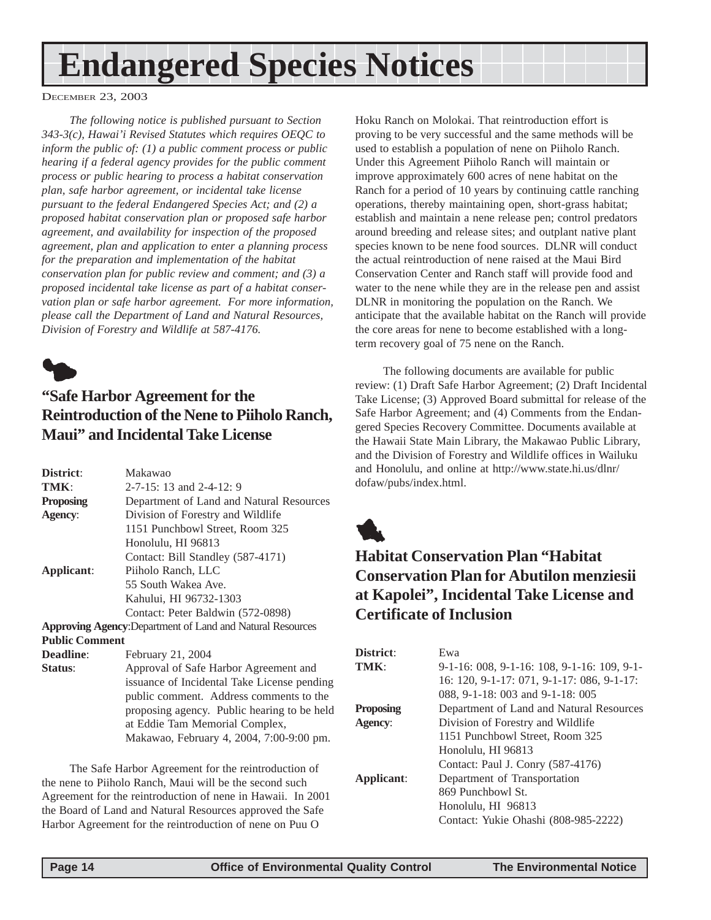# Endangered Species Notices

December 23, 2003

*The following notice is published pursuant to Section 343-3(c), Hawai'i Revised Statutes which requires OEQC to inform the public of: (1) a public comment process or public hearing if a federal agency provides for the public comment process or public hearing to process a habitat conservation plan, safe harbor agreement, or incidental take license pursuant to the federal Endangered Species Act; and (2) a proposed habitat conservation plan or proposed safe harbor agreement, and availability for inspection of the proposed agreement, plan and application to enter a planning process for the preparation and implementation of the habitat conservation plan for public review and comment; and (3) a proposed incidental take license as part of a habitat conservation plan or safe harbor agreement. For more information, please call the Department of Land and Natural Resources, Division of Forestry and Wildlife at 587-4176.*

## "Safe Harbor Agreement for the Reintroduction of the Nene to Piiholo Ranch, Maui" and Incidental Take License

| | |
|---|---|
| **District**: | Makawao |
| **TMK**: | 2-7-15: 13 and 2-4-12: 9 |
| **Proposing Agency**: | Department of Land and Natural Resources<br>Division of Forestry and Wildlife<br>1151 Punchbowl Street, Room 325<br>Honolulu, HI 96813<br>Contact: Bill Standley (587-4171) |
| **Applicant**: | Piiholo Ranch, LLC<br>55 South Wakea Ave.<br>Kahului, HI 96732-1303<br>Contact: Peter Baldwin (572-0898) |
| **Approving Agency**: | Department of Land and Natural Resources |
| **Public Comment Deadline**: | February 21, 2004 |
| **Status**: | Approval of Safe Harbor Agreement and issuance of Incidental Take License pending public comment. Address comments to the proposing agency. Public hearing to be held at Eddie Tam Memorial Complex, Makawao, February 4, 2004, 7:00-9:00 pm. |

The Safe Harbor Agreement for the reintroduction of the nene to Piiholo Ranch, Maui will be the second such Agreement for the reintroduction of nene in Hawaii. In 2001 the Board of Land and Natural Resources approved the Safe Harbor Agreement for the reintroduction of nene on Puu O Hoku Ranch on Molokai. That reintroduction effort is proving to be very successful and the same methods will be used to establish a population of nene on Piiholo Ranch. Under this Agreement Piiholo Ranch will maintain or improve approximately 600 acres of nene habitat on the Ranch for a period of 10 years by continuing cattle ranching operations, thereby maintaining open, short-grass habitat; establish and maintain a nene release pen; control predators around breeding and release sites; and outplant native plant species known to be nene food sources. DLNR will conduct the actual reintroduction of nene raised at the Maui Bird Conservation Center and Ranch staff will provide food and water to the nene while they are in the release pen and assist DLNR in monitoring the population on the Ranch. We anticipate that the available habitat on the Ranch will provide the core areas for nene to become established with a long-term recovery goal of 75 nene on the Ranch.

The following documents are available for public review: (1) Draft Safe Harbor Agreement; (2) Draft Incidental Take License; (3) Approved Board submittal for release of the Safe Harbor Agreement; and (4) Comments from the Endangered Species Recovery Committee. Documents available at the Hawaii State Main Library, the Makawao Public Library, and the Division of Forestry and Wildlife offices in Wailuku and Honolulu, and online at http://www.state.hi.us/dlnr/dofaw/pubs/index.html.

## Habitat Conservation Plan "Habitat Conservation Plan for Abutilon menziesii at Kapolei", Incidental Take License and Certificate of Inclusion

| | |
|---|---|
| **District**: | Ewa |
| **TMK**: | 9-1-16: 008, 9-1-16: 108, 9-1-16: 109, 9-1-16: 120, 9-1-17: 071, 9-1-17: 086, 9-1-17: 088, 9-1-18: 003 and 9-1-18: 005 |
| **Proposing Agency**: | Department of Land and Natural Resources<br>Division of Forestry and Wildlife<br>1151 Punchbowl Street, Room 325<br>Honolulu, HI 96813<br>Contact: Paul J. Conry (587-4176) |
| **Applicant**: | Department of Transportation<br>869 Punchbowl St.<br>Honolulu, HI 96813<br>Contact: Yukie Ohashi (808-985-2222) |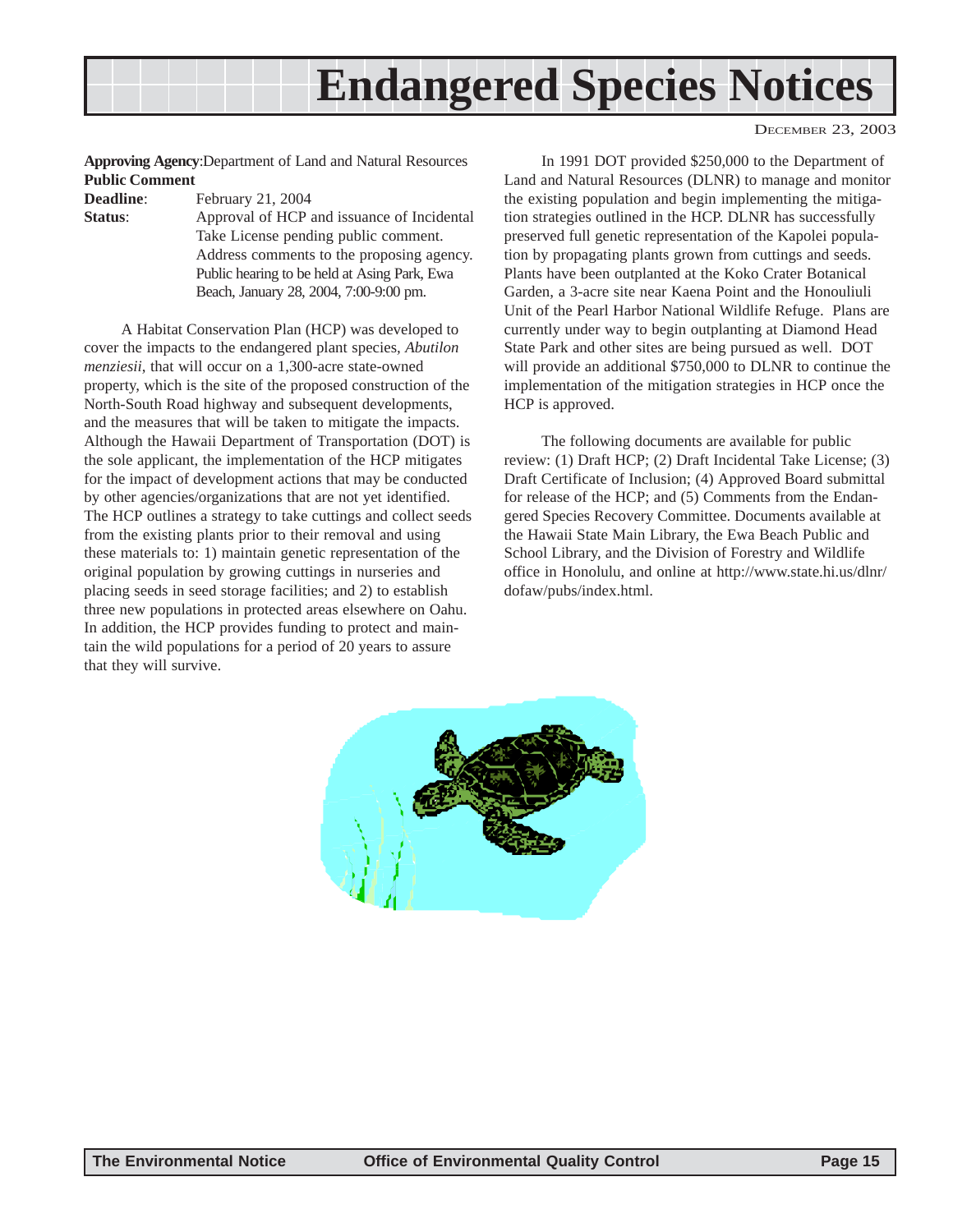# Endangered Species Notices

**Approving Agency**: Department of Land and Natural Resources
**Public Comment Deadline**: February 21, 2004
**Status**: Approval of HCP and issuance of Incidental Take License pending public comment. Address comments to the proposing agency. Public hearing to be held at Asing Park, Ewa Beach, January 28, 2004, 7:00-9:00 pm.

A Habitat Conservation Plan (HCP) was developed to cover the impacts to the endangered plant species, *Abutilon menziesii*, that will occur on a 1,300-acre state-owned property, which is the site of the proposed construction of the North-South Road highway and subsequent developments, and the measures that will be taken to mitigate the impacts. Although the Hawaii Department of Transportation (DOT) is the sole applicant, the implementation of the HCP mitigates for the impact of development actions that may be conducted by other agencies/organizations that are not yet identified. The HCP outlines a strategy to take cuttings and collect seeds from the existing plants prior to their removal and using these materials to: 1) maintain genetic representation of the original population by growing cuttings in nurseries and placing seeds in seed storage facilities; and 2) to establish three new populations in protected areas elsewhere on Oahu. In addition, the HCP provides funding to protect and maintain the wild populations for a period of 20 years to assure that they will survive.

In 1991 DOT provided $250,000 to the Department of Land and Natural Resources (DLNR) to manage and monitor the existing population and begin implementing the mitigation strategies outlined in the HCP. DLNR has successfully preserved full genetic representation of the Kapolei population by propagating plants grown from cuttings and seeds. Plants have been outplanted at the Koko Crater Botanical Garden, a 3-acre site near Kaena Point and the Honouliuli Unit of the Pearl Harbor National Wildlife Refuge. Plans are currently under way to begin outplanting at Diamond Head State Park and other sites are being pursued as well. DOT will provide an additional $750,000 to DLNR to continue the implementation of the mitigation strategies in HCP once the HCP is approved.

The following documents are available for public review: (1) Draft HCP; (2) Draft Incidental Take License; (3) Draft Certificate of Inclusion; (4) Approved Board submittal for release of the HCP; and (5) Comments from the Endangered Species Recovery Committee. Documents available at the Hawaii State Main Library, the Ewa Beach Public and School Library, and the Division of Forestry and Wildlife office in Honolulu, and online at http://www.state.hi.us/dlnr/dofaw/pubs/index.html.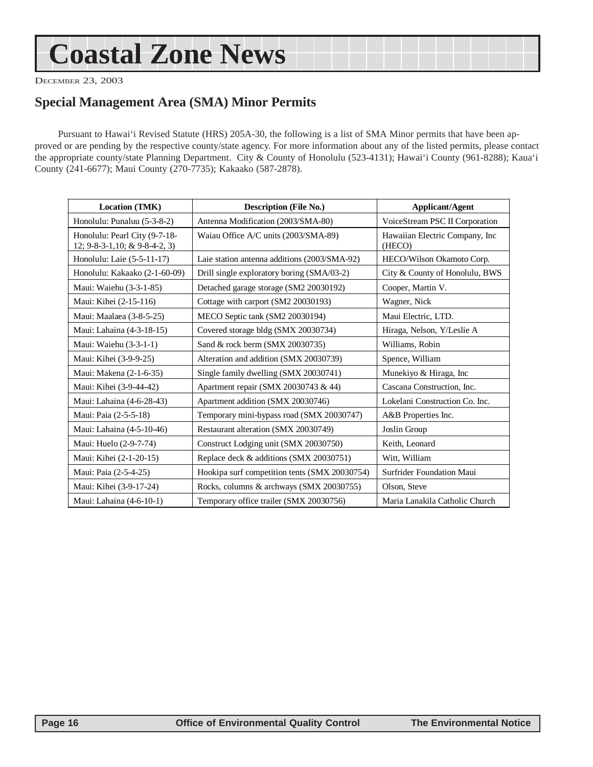# Coastal Zone News

December 23, 2003

## Special Management Area (SMA) Minor Permits

Pursuant to Hawai'i Revised Statute (HRS) 205A-30, the following is a list of SMA Minor permits that have been approved or are pending by the respective county/state agency. For more information about any of the listed permits, please contact the appropriate county/state Planning Department. City & County of Honolulu (523-4131); Hawai'i County (961-8288); Kaua'i County (241-6677); Maui County (270-7735); Kakaako (587-2878).

| Location (TMK) | Description (File No.) | Applicant/Agent |
|---|---|---|
| Honolulu: Punaluu (5-3-8-2) | Antenna Modification (2003/SMA-80) | VoiceStream PSC II Corporation |
| Honolulu: Pearl City (9-7-18-12; 9-8-3-1,10; & 9-8-4-2, 3) | Waiau Office A/C units (2003/SMA-89) | Hawaiian Electric Company, Inc (HECO) |
| Honolulu: Laie (5-5-11-17) | Laie station antenna additions (2003/SMA-92) | HECO/Wilson Okamoto Corp. |
| Honolulu: Kakaako (2-1-60-09) | Drill single exploratory boring (SMA/03-2) | City & County of Honolulu, BWS |
| Maui: Waiehu (3-3-1-85) | Detached garage storage (SM2 20030192) | Cooper, Martin V. |
| Maui: Kihei (2-15-116) | Cottage with carport (SM2 20030193) | Wagner, Nick |
| Maui: Maalaea (3-8-5-25) | MECO Septic tank (SM2 20030194) | Maui Electric, LTD. |
| Maui: Lahaina (4-3-18-15) | Covered storage bldg (SMX 20030734) | Hiraga, Nelson, Y/Leslie A |
| Maui: Waiehu (3-3-1-1) | Sand & rock berm (SMX 20030735) | Williams, Robin |
| Maui: Kihei (3-9-9-25) | Alteration and addition (SMX 20030739) | Spence, William |
| Maui: Makena (2-1-6-35) | Single family dwelling (SMX 20030741) | Munekiyo & Hiraga, Inc |
| Maui: Kihei (3-9-44-42) | Apartment repair (SMX 20030743 & 44) | Cascana Construction, Inc. |
| Maui: Lahaina (4-6-28-43) | Apartment addition (SMX 20030746) | Lokelani Construction Co. Inc. |
| Maui: Paia (2-5-5-18) | Temporary mini-bypass road (SMX 20030747) | A&B Properties Inc. |
| Maui: Lahaina (4-5-10-46) | Restaurant alteration (SMX 20030749) | Joslin Group |
| Maui: Huelo (2-9-7-74) | Construct Lodging unit (SMX 20030750) | Keith, Leonard |
| Maui: Kihei (2-1-20-15) | Replace deck & additions (SMX 20030751) | Witt, William |
| Maui: Paia (2-5-4-25) | Hookipa surf competition tents (SMX 20030754) | Surfrider Foundation Maui |
| Maui: Kihei (3-9-17-24) | Rocks, columns & archways (SMX 20030755) | Olson, Steve |
| Maui: Lahaina (4-6-10-1) | Temporary office trailer (SMX 20030756) | Maria Lanakila Catholic Church |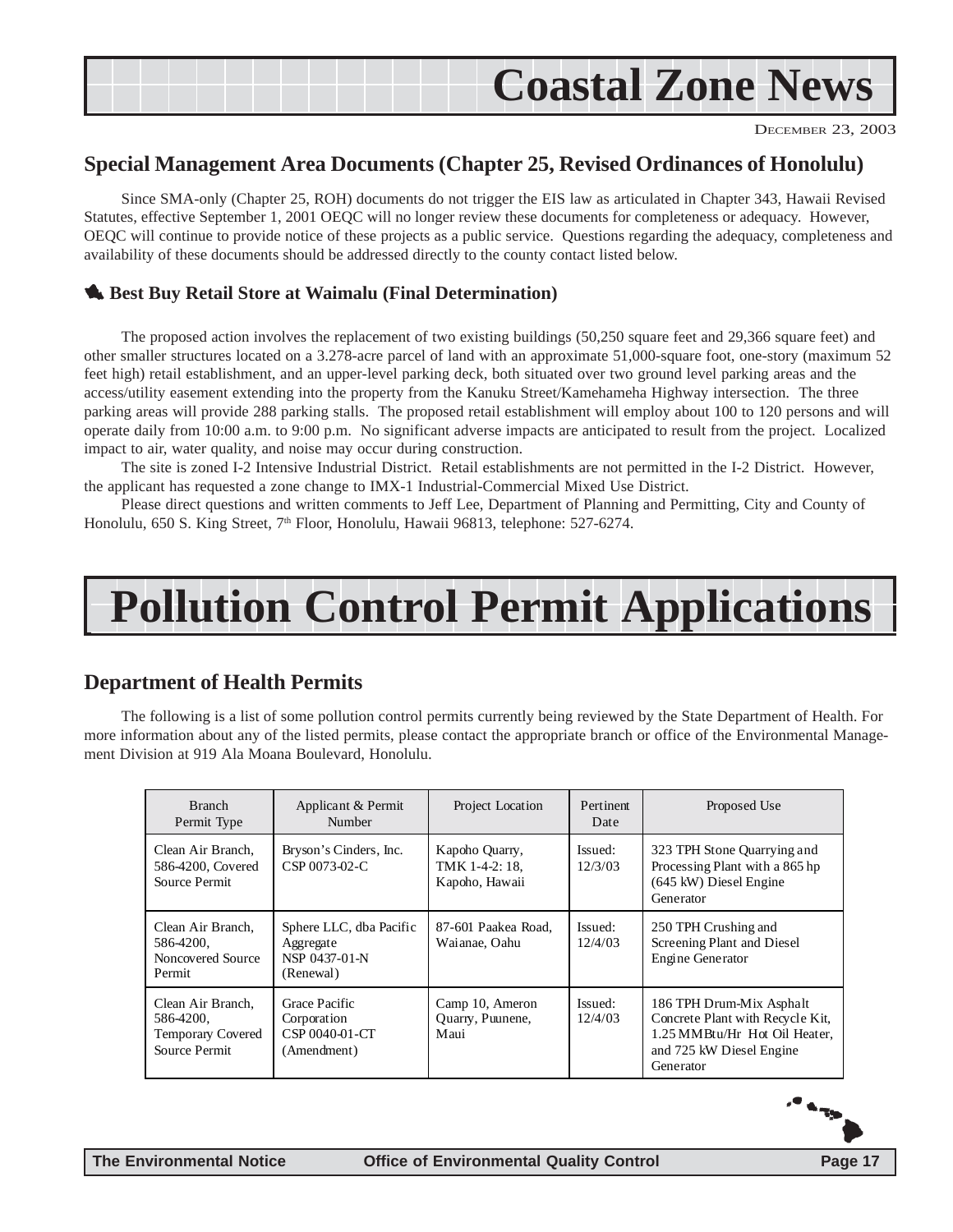# Coastal Zone News

DECEMBER 23, 2003

## Special Management Area Documents (Chapter 25, Revised Ordinances of Honolulu)

Since SMA-only (Chapter 25, ROH) documents do not trigger the EIS law as articulated in Chapter 343, Hawaii Revised Statutes, effective September 1, 2001 OEQC will no longer review these documents for completeness or adequacy. However, OEQC will continue to provide notice of these projects as a public service. Questions regarding the adequacy, completeness and availability of these documents should be addressed directly to the county contact listed below.

### Best Buy Retail Store at Waimalu (Final Determination)

The proposed action involves the replacement of two existing buildings (50,250 square feet and 29,366 square feet) and other smaller structures located on a 3.278-acre parcel of land with an approximate 51,000-square foot, one-story (maximum 52 feet high) retail establishment, and an upper-level parking deck, both situated over two ground level parking areas and the access/utility easement extending into the property from the Kanuku Street/Kamehameha Highway intersection. The three parking areas will provide 288 parking stalls. The proposed retail establishment will employ about 100 to 120 persons and will operate daily from 10:00 a.m. to 9:00 p.m. No significant adverse impacts are anticipated to result from the project. Localized impact to air, water quality, and noise may occur during construction.

The site is zoned I-2 Intensive Industrial District. Retail establishments are not permitted in the I-2 District. However, the applicant has requested a zone change to IMX-1 Industrial-Commercial Mixed Use District.

Please direct questions and written comments to Jeff Lee, Department of Planning and Permitting, City and County of Honolulu, 650 S. King Street, 7th Floor, Honolulu, Hawaii 96813, telephone: 527-6274.

# Pollution Control Permit Applications

## Department of Health Permits

The following is a list of some pollution control permits currently being reviewed by the State Department of Health. For more information about any of the listed permits, please contact the appropriate branch or office of the Environmental Management Division at 919 Ala Moana Boulevard, Honolulu.

| Branch Permit Type | Applicant & Permit Number | Project Location | Pertinent Date | Proposed Use |
|---|---|---|---|---|
| Clean Air Branch, 586-4200, Covered Source Permit | Bryson's Cinders, Inc. CSP 0073-02-C | Kapoho Quarry, TMK 1-4-2: 18, Kapoho, Hawaii | Issued: 12/3/03 | 323 TPH Stone Quarrying and Processing Plant with a 865 hp (645 kW) Diesel Engine Generator |
| Clean Air Branch, 586-4200, Noncovered Source Permit | Sphere LLC, dba Pacific Aggregate NSP 0437-01-N (Renewal) | 87-601 Paakea Road, Waianae, Oahu | Issued: 12/4/03 | 250 TPH Crushing and Screening Plant and Diesel Engine Generator |
| Clean Air Branch, 586-4200, Temporary Covered Source Permit | Grace Pacific Corporation CSP 0040-01-CT (Amendment) | Camp 10, Ameron Quarry, Puunene, Maui | Issued: 12/4/03 | 186 TPH Drum-Mix Asphalt Concrete Plant with Recycle Kit, 1.25 MMBtu/Hr Hot Oil Heater, and 725 kW Diesel Engine Generator |